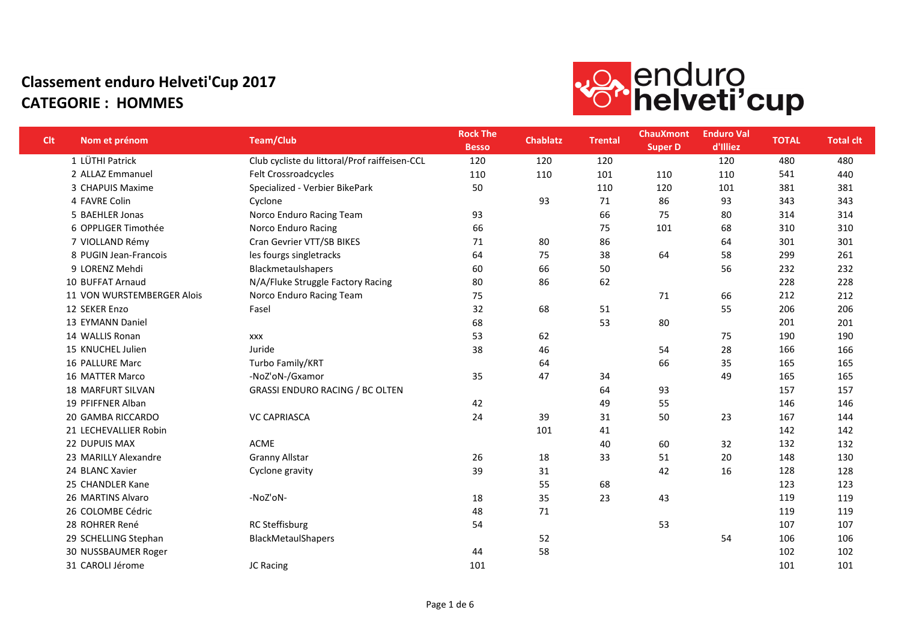# Classement enduro Helveti'Cup 2017

## CATEGORIE : HOMMES

| Clt | Nom et prénom | Team/Club | Rock The Besso | Chablatz | Trental | ChauXmont Super D | Enduro Val d'Illiez | TOTAL | Total clt |
|---|---|---|---|---|---|---|---|---|---|
| 1 | LÜTHI Patrick | Club cycliste du littoral/Prof raiffeisen-CCL | 120 | 120 | 120 | | 120 | 480 | 480 |
| 2 | ALLAZ Emmanuel | Felt Crossroadcycles | 110 | 110 | 101 | 110 | 110 | 541 | 440 |
| 3 | CHAPUIS Maxime | Specialized - Verbier BikePark | 50 | | 110 | 120 | 101 | 381 | 381 |
| 4 | FAVRE Colin | Cyclone | | 93 | 71 | 86 | 93 | 343 | 343 |
| 5 | BAEHLER Jonas | Norco Enduro Racing Team | 93 | | 66 | 75 | 80 | 314 | 314 |
| 6 | OPPLIGER Timothée | Norco Enduro Racing | 66 | | 75 | 101 | 68 | 310 | 310 |
| 7 | VIOLLAND Rémy | Cran Gevrier VTT/SB BIKES | 71 | 80 | 86 | | 64 | 301 | 301 |
| 8 | PUGIN Jean-Francois | les fourgs singletracks | 64 | 75 | 38 | 64 | 58 | 299 | 261 |
| 9 | LORENZ Mehdi | Blackmetaulshapers | 60 | 66 | 50 | | 56 | 232 | 232 |
| 10 | BUFFAT Arnaud | N/A/Fluke Struggle Factory Racing | 80 | 86 | 62 | | | 228 | 228 |
| 11 | VON WURSTEMBERGER Alois | Norco Enduro Racing Team | 75 | | | 71 | 66 | 212 | 212 |
| 12 | SEKER Enzo | Fasel | 32 | 68 | 51 | | 55 | 206 | 206 |
| 13 | EYMANN Daniel | | 68 | | 53 | 80 | | 201 | 201 |
| 14 | WALLIS Ronan | xxx | 53 | 62 | | | 75 | 190 | 190 |
| 15 | KNUCHEL Julien | Juride | 38 | 46 | | 54 | 28 | 166 | 166 |
| 16 | PALLURE Marc | Turbo Family/KRT | | 64 | | 66 | 35 | 165 | 165 |
| 16 | MATTER Marco | -NoZ'oN-/Gxamor | 35 | 47 | 34 | | 49 | 165 | 165 |
| 18 | MARFURT SILVAN | GRASSI ENDURO RACING / BC OLTEN | | | 64 | 93 | | 157 | 157 |
| 19 | PFIFFNER Alban | | 42 | | 49 | 55 | | 146 | 146 |
| 20 | GAMBA RICCARDO | VC CAPRIASCA | 24 | 39 | 31 | 50 | 23 | 167 | 144 |
| 21 | LECHEVALLIER Robin | | | 101 | 41 | | | 142 | 142 |
| 22 | DUPUIS MAX | ACME | | | 40 | 60 | 32 | 132 | 132 |
| 23 | MARILLY Alexandre | Granny Allstar | 26 | 18 | 33 | 51 | 20 | 148 | 130 |
| 24 | BLANC Xavier | Cyclone gravity | 39 | 31 | | 42 | 16 | 128 | 128 |
| 25 | CHANDLER Kane | | | 55 | 68 | | | 123 | 123 |
| 26 | MARTINS Alvaro | -NoZ'oN- | 18 | 35 | 23 | 43 | | 119 | 119 |
| 26 | COLOMBE Cédric | | 48 | 71 | | | | 119 | 119 |
| 28 | ROHRER René | RC Steffisburg | 54 | | | 53 | | 107 | 107 |
| 29 | SCHELLING Stephan | BlackMetaulShapers | | 52 | | | 54 | 106 | 106 |
| 30 | NUSSBAUMER Roger | | 44 | 58 | | | | 102 | 102 |
| 31 | CAROLI Jérome | JC Racing | 101 | | | | | 101 | 101 |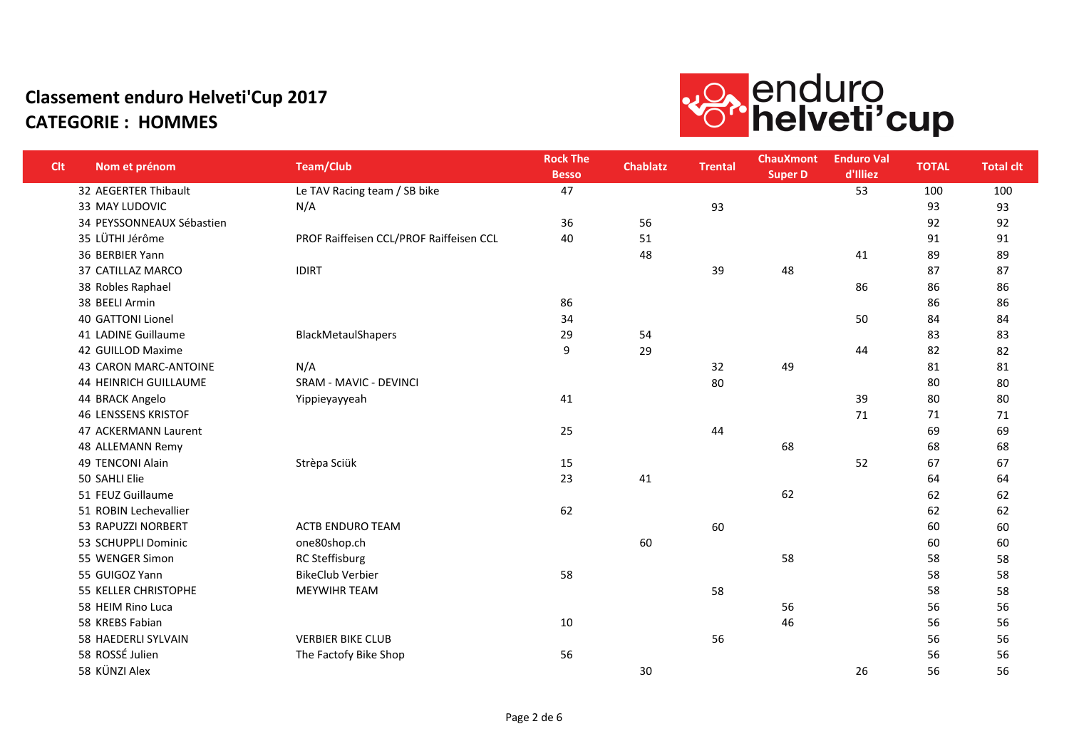# Classement enduro Helveti'Cup 2017

## CATEGORIE : HOMMES

| Clt | Nom et prénom | Team/Club | Rock The Besso | Chablatz | Trental | ChauXmont Super D | Enduro Val d'Illiez | TOTAL | Total clt |
|---|---|---|---|---|---|---|---|---|---|
| 32 | AEGERTER Thibault | Le TAV Racing team / SB bike | 47 | | | | 53 | 100 | 100 |
| 33 | MAY LUDOVIC | N/A | | | 93 | | | 93 | 93 |
| 34 | PEYSSONNEAUX Sébastien | | 36 | 56 | | | | 92 | 92 |
| 35 | LÜTHI Jérôme | PROF Raiffeisen CCL/PROF Raiffeisen CCL | 40 | 51 | | | | 91 | 91 |
| 36 | BERBIER Yann | | | 48 | | | 41 | 89 | 89 |
| 37 | CATILLAZ MARCO | IDIRT | | | 39 | 48 | | 87 | 87 |
| 38 | Robles Raphael | | | | | | 86 | 86 | 86 |
| 38 | BEELI Armin | | 86 | | | | | 86 | 86 |
| 40 | GATTONI Lionel | | 34 | | | | 50 | 84 | 84 |
| 41 | LADINE Guillaume | BlackMetaulShapers | 29 | 54 | | | | 83 | 83 |
| 42 | GUILLOD Maxime | | 9 | 29 | | | 44 | 82 | 82 |
| 43 | CARON MARC-ANTOINE | N/A | | | 32 | 49 | | 81 | 81 |
| 44 | HEINRICH GUILLAUME | SRAM - MAVIC - DEVINCI | | | 80 | | | 80 | 80 |
| 44 | BRACK Angelo | Yippieyayyeah | 41 | | | | 39 | 80 | 80 |
| 46 | LENSSENS KRISTOF | | | | | | 71 | 71 | 71 |
| 47 | ACKERMANN Laurent | | 25 | | 44 | | | 69 | 69 |
| 48 | ALLEMANN Remy | | | | | 68 | | 68 | 68 |
| 49 | TENCONI Alain | Strèpa Sciük | 15 | | | | 52 | 67 | 67 |
| 50 | SAHLI Elie | | 23 | 41 | | | | 64 | 64 |
| 51 | FEUZ Guillaume | | | | | 62 | | 62 | 62 |
| 51 | ROBIN Lechevallier | | 62 | | | | | 62 | 62 |
| 53 | RAPUZZI NORBERT | ACTB ENDURO TEAM | | | 60 | | | 60 | 60 |
| 53 | SCHUPPLI Dominic | one80shop.ch | | 60 | | | | 60 | 60 |
| 55 | WENGER Simon | RC Steffisburg | | | | 58 | | 58 | 58 |
| 55 | GUIGOZ Yann | BikeClub Verbier | 58 | | | | | 58 | 58 |
| 55 | KELLER CHRISTOPHE | MEYWIHR TEAM | | | 58 | | | 58 | 58 |
| 58 | HEIM Rino Luca | | | | | 56 | | 56 | 56 |
| 58 | KREBS Fabian | | 10 | | | 46 | | 56 | 56 |
| 58 | HAEDERLI SYLVAIN | VERBIER BIKE CLUB | | | 56 | | | 56 | 56 |
| 58 | ROSSÉ Julien | The Factofy Bike Shop | 56 | | | | | 56 | 56 |
| 58 | KÜNZI Alex | | | 30 | | | 26 | 56 | 56 |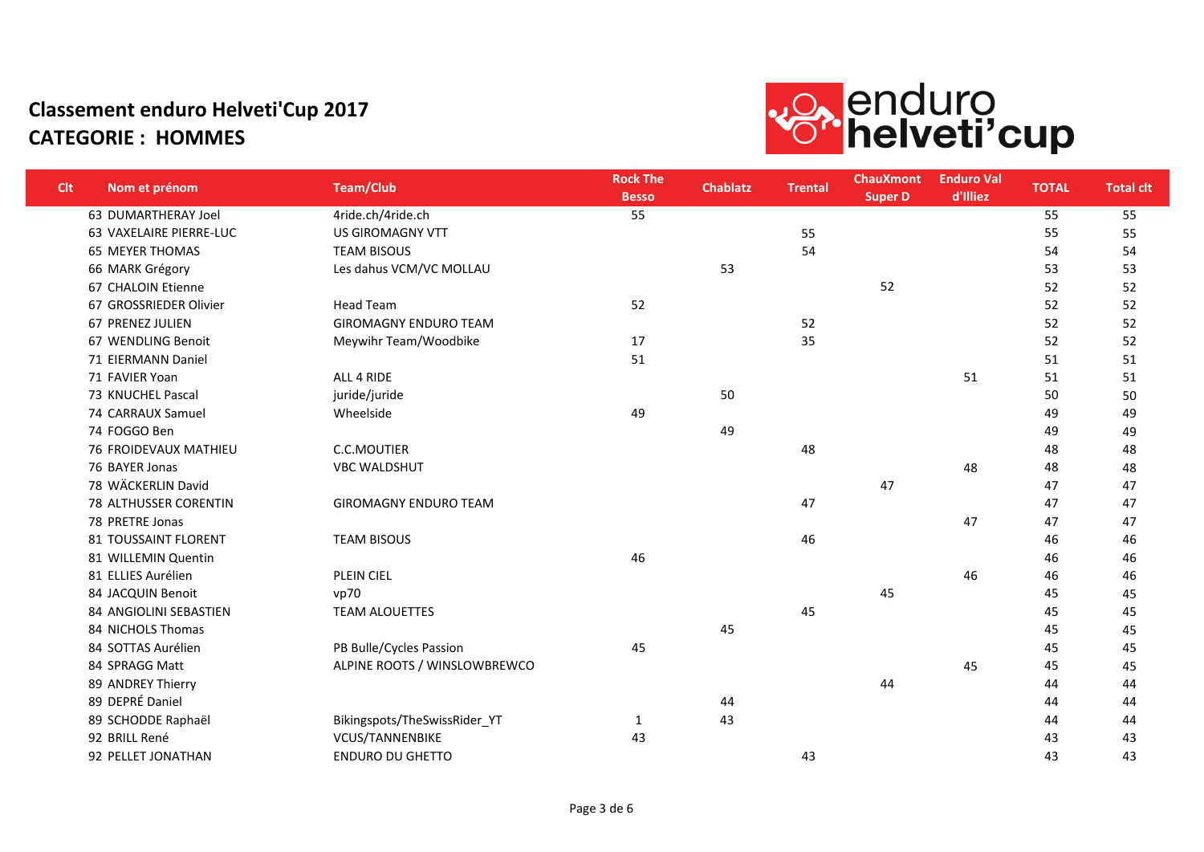# Classement enduro Helveti'Cup 2017

## CATEGORIE :  HOMMES

| Clt | Nom et prénom | Team/Club | Rock The Besso | Chablatz | Trental | ChauXmont Super D | Enduro Val d'Illiez | TOTAL | Total clt |
|---|---|---|---|---|---|---|---|---|---|
| 63 | DUMARTHERAY Joel | 4ride.ch/4ride.ch | 55 | | | | | 55 | 55 |
| 63 | VAXELAIRE PIERRE-LUC | US GIROMAGNY VTT | | | 55 | | | 55 | 55 |
| 65 | MEYER THOMAS | TEAM BISOUS | | | 54 | | | 54 | 54 |
| 66 | MARK Grégory | Les dahus VCM/VC MOLLAU | | 53 | | | | 53 | 53 |
| 67 | CHALOIN Etienne | | | | | 52 | | 52 | 52 |
| 67 | GROSSRIEDER Olivier | Head Team | 52 | | | | | 52 | 52 |
| 67 | PRENEZ JULIEN | GIROMAGNY ENDURO TEAM | | | 52 | | | 52 | 52 |
| 67 | WENDLING Benoit | Meywihr Team/Woodbike | 17 | | 35 | | | 52 | 52 |
| 71 | EIERMANN Daniel | | 51 | | | | | 51 | 51 |
| 71 | FAVIER Yoan | ALL 4 RIDE | | | | | 51 | 51 | 51 |
| 73 | KNUCHEL Pascal | juride/juride | | 50 | | | | 50 | 50 |
| 74 | CARRAUX Samuel | Wheelside | 49 | | | | | 49 | 49 |
| 74 | FOGGO Ben | | | 49 | | | | 49 | 49 |
| 76 | FROIDEVAUX MATHIEU | C.C.MOUTIER | | | 48 | | | 48 | 48 |
| 76 | BAYER Jonas | VBC WALDSHUT | | | | | 48 | 48 | 48 |
| 78 | WÄCKERLIN David | | | | | 47 | | 47 | 47 |
| 78 | ALTHUSSER CORENTIN | GIROMAGNY ENDURO TEAM | | | 47 | | | 47 | 47 |
| 78 | PRETRE Jonas | | | | | | 47 | 47 | 47 |
| 81 | TOUSSAINT FLORENT | TEAM BISOUS | | | 46 | | | 46 | 46 |
| 81 | WILLEMIN Quentin | | 46 | | | | | 46 | 46 |
| 81 | ELLIES Aurélien | PLEIN CIEL | | | | | 46 | 46 | 46 |
| 84 | JACQUIN Benoit | vp70 | | | | 45 | | 45 | 45 |
| 84 | ANGIOLINI SEBASTIEN | TEAM ALOUETTES | | | 45 | | | 45 | 45 |
| 84 | NICHOLS Thomas | | | 45 | | | | 45 | 45 |
| 84 | SOTTAS Aurélien | PB Bulle/Cycles Passion | 45 | | | | | 45 | 45 |
| 84 | SPRAGG Matt | ALPINE ROOTS / WINSLOWBREWCO | | | | | 45 | 45 | 45 |
| 89 | ANDREY Thierry | | | | | 44 | | 44 | 44 |
| 89 | DEPRÉ Daniel | | | 44 | | | | 44 | 44 |
| 89 | SCHODDE Raphaël | Bikingspots/TheSwissRider_YT | 1 | 43 | | | | 44 | 44 |
| 92 | BRILL René | VCUS/TANNENBIKE | 43 | | | | | 43 | 43 |
| 92 | PELLET JONATHAN | ENDURO DU GHETTO | | | 43 | | | 43 | 43 |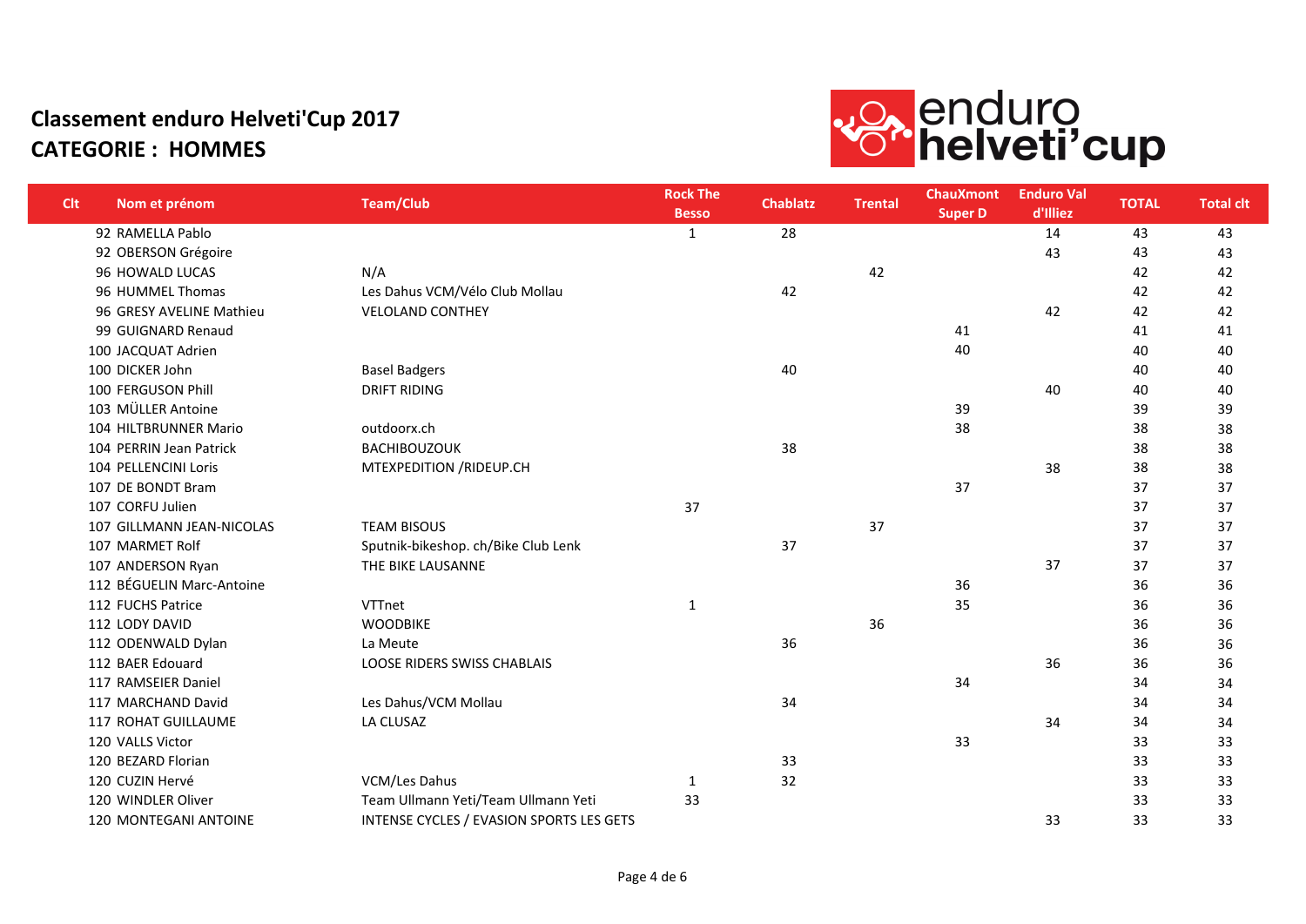# Classement enduro Helveti'Cup 2017

## CATEGORIE : HOMMES

| Clt | Nom et prénom | Team/Club | Rock The Besso | Chablatz | Trental | ChauXmont Super D | Enduro Val d'Illiez | TOTAL | Total clt |
|---|---|---|---|---|---|---|---|---|---|
| 92 | RAMELLA Pablo | | 1 | 28 | | | 14 | 43 | 43 |
| 92 | OBERSON Grégoire | | | | | | 43 | 43 | 43 |
| 96 | HOWALD LUCAS | N/A | | | 42 | | | 42 | 42 |
| 96 | HUMMEL Thomas | Les Dahus VCM/Vélo Club Mollau | | 42 | | | | 42 | 42 |
| 96 | GRESY AVELINE Mathieu | VELOLAND CONTHEY | | | | | 42 | 42 | 42 |
| 99 | GUIGNARD Renaud | | | | | 41 | | 41 | 41 |
| 100 | JACQUAT Adrien | | | | | 40 | | 40 | 40 |
| 100 | DICKER John | Basel Badgers | | 40 | | | | 40 | 40 |
| 100 | FERGUSON Phill | DRIFT RIDING | | | | | 40 | 40 | 40 |
| 103 | MÜLLER Antoine | | | | | 39 | | 39 | 39 |
| 104 | HILTBRUNNER Mario | outdoorx.ch | | | | 38 | | 38 | 38 |
| 104 | PERRIN Jean Patrick | BACHIBOUZOUK | | 38 | | | | 38 | 38 |
| 104 | PELLENCINI Loris | MTEXPEDITION /RIDEUP.CH | | | | | 38 | 38 | 38 |
| 107 | DE BONDT Bram | | | | | 37 | | 37 | 37 |
| 107 | CORFU Julien | | 37 | | | | | 37 | 37 |
| 107 | GILLMANN JEAN-NICOLAS | TEAM BISOUS | | | 37 | | | 37 | 37 |
| 107 | MARMET Rolf | Sputnik-bikeshop. ch/Bike Club Lenk | | 37 | | | | 37 | 37 |
| 107 | ANDERSON Ryan | THE BIKE LAUSANNE | | | | | 37 | 37 | 37 |
| 112 | BÉGUELIN Marc-Antoine | | | | | 36 | | 36 | 36 |
| 112 | FUCHS Patrice | VTTnet | 1 | | | 35 | | 36 | 36 |
| 112 | LODY DAVID | WOODBIKE | | | 36 | | | 36 | 36 |
| 112 | ODENWALD Dylan | La Meute | | 36 | | | | 36 | 36 |
| 112 | BAER Edouard | LOOSE RIDERS SWISS CHABLAIS | | | | | 36 | 36 | 36 |
| 117 | RAMSEIER Daniel | | | | | 34 | | 34 | 34 |
| 117 | MARCHAND David | Les Dahus/VCM Mollau | | 34 | | | | 34 | 34 |
| 117 | ROHAT GUILLAUME | LA CLUSAZ | | | | | 34 | 34 | 34 |
| 120 | VALLS Victor | | | | | 33 | | 33 | 33 |
| 120 | BEZARD Florian | | | 33 | | | | 33 | 33 |
| 120 | CUZIN Hervé | VCM/Les Dahus | 1 | 32 | | | | 33 | 33 |
| 120 | WINDLER Oliver | Team Ullmann Yeti/Team Ullmann Yeti | 33 | | | | | 33 | 33 |
| 120 | MONTEGANI ANTOINE | INTENSE CYCLES / EVASION SPORTS LES GETS | | | | | 33 | 33 | 33 |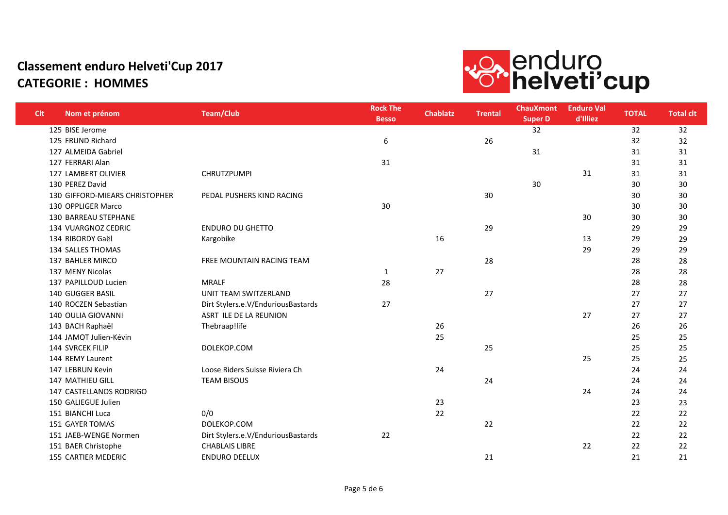# Classement enduro Helveti'Cup 2017

## CATEGORIE : HOMMES

| Clt | Nom et prénom | Team/Club | Rock The Besso | Chablatz | Trental | ChauXmont Super D | Enduro Val d'Illiez | TOTAL | Total clt |
|---|---|---|---|---|---|---|---|---|---|
| 125 | BISE Jerome | | | | | 32 | | 32 | 32 |
| 125 | FRUND Richard | | 6 | | 26 | | | 32 | 32 |
| 127 | ALMEIDA Gabriel | | | | | 31 | | 31 | 31 |
| 127 | FERRARI Alan | | 31 | | | | | 31 | 31 |
| 127 | LAMBERT OLIVIER | CHRUTZPUMPI | | | | | 31 | 31 | 31 |
| 130 | PEREZ David | | | | | 30 | | 30 | 30 |
| 130 | GIFFORD-MIEARS CHRISTOPHER | PEDAL PUSHERS KIND RACING | | | 30 | | | 30 | 30 |
| 130 | OPPLIGER Marco | | 30 | | | | | 30 | 30 |
| 130 | BARREAU STEPHANE | | | | | | 30 | 30 | 30 |
| 134 | VUARGNOZ CEDRIC | ENDURO DU GHETTO | | | 29 | | | 29 | 29 |
| 134 | RIBORDY Gaël | Kargobike | | 16 | | | 13 | 29 | 29 |
| 134 | SALLES THOMAS | | | | | | 29 | 29 | 29 |
| 137 | BAHLER MIRCO | FREE MOUNTAIN RACING TEAM | | | 28 | | | 28 | 28 |
| 137 | MENY Nicolas | | 1 | 27 | | | | 28 | 28 |
| 137 | PAPILLOUD Lucien | MRALF | 28 | | | | | 28 | 28 |
| 140 | GUGGER BASIL | UNIT TEAM SWITZERLAND | | | 27 | | | 27 | 27 |
| 140 | ROCZEN Sebastian | Dirt Stylers.e.V/EnduriousBastards | 27 | | | | | 27 | 27 |
| 140 | OULIA GIOVANNI | ASRT ILE DE LA REUNION | | | | | 27 | 27 | 27 |
| 143 | BACH Raphaël | Thebraap!life | | 26 | | | | 26 | 26 |
| 144 | JAMOT Julien-Kévin | | | 25 | | | | 25 | 25 |
| 144 | SVRCEK FILIP | DOLEKOP.COM | | | 25 | | | 25 | 25 |
| 144 | REMY Laurent | | | | | | 25 | 25 | 25 |
| 147 | LEBRUN Kevin | Loose Riders Suisse Riviera Ch | | 24 | | | | 24 | 24 |
| 147 | MATHIEU GILL | TEAM BISOUS | | | 24 | | | 24 | 24 |
| 147 | CASTELLANOS RODRIGO | | | | | | 24 | 24 | 24 |
| 150 | GALIEGUE Julien | | | 23 | | | | 23 | 23 |
| 151 | BIANCHI Luca | 0/0 | | 22 | | | | 22 | 22 |
| 151 | GAYER TOMAS | DOLEKOP.COM | | | 22 | | | 22 | 22 |
| 151 | JAEB-WENGE Normen | Dirt Stylers.e.V/EnduriousBastards | 22 | | | | | 22 | 22 |
| 151 | BAER Christophe | CHABLAIS LIBRE | | | | | 22 | 22 | 22 |
| 155 | CARTIER MEDERIC | ENDURO DEELUX | | | 21 | | | 21 | 21 |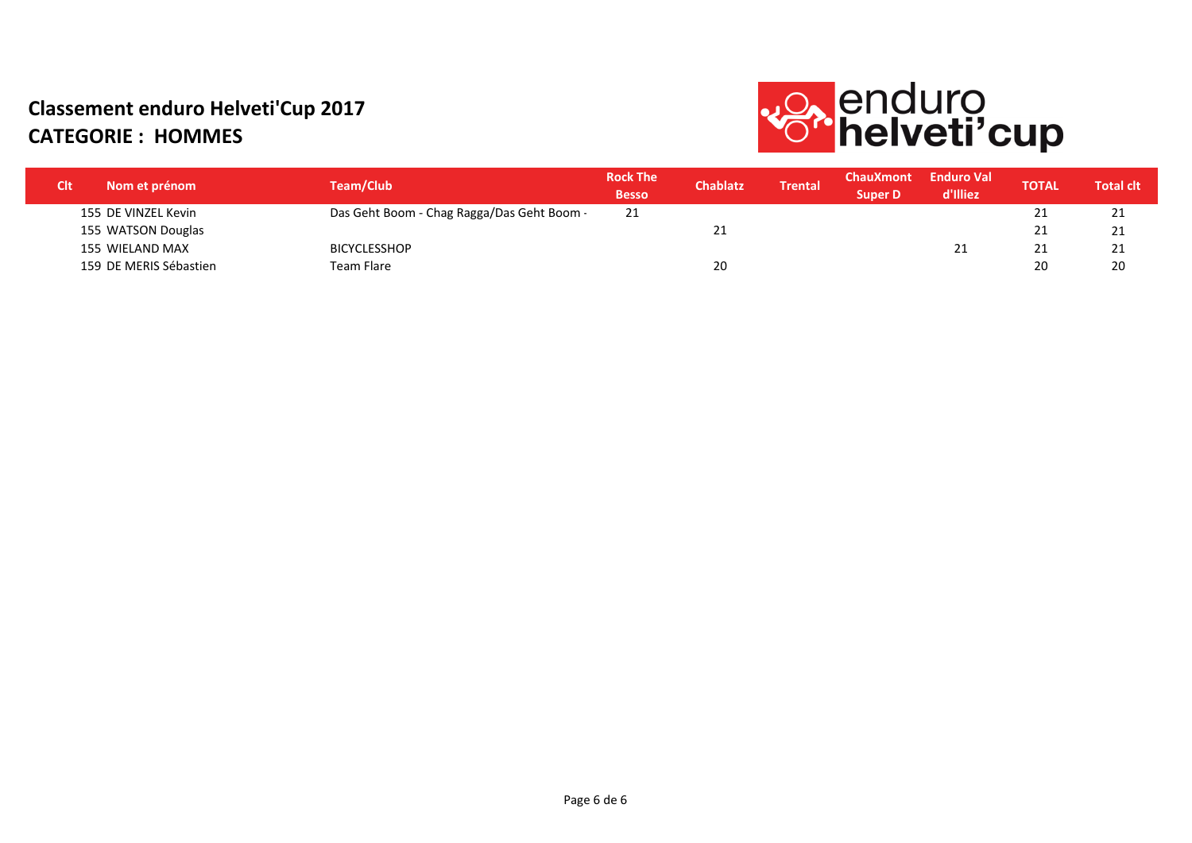## Classement enduro Helveti'Cup 2017
## CATEGORIE : HOMMES

| Clt | Nom et prénom | Team/Club | Rock The Besso | Chablatz | Trental | ChauXmont Super D | Enduro Val d'Illiez | TOTAL | Total clt |
|---|---|---|---|---|---|---|---|---|---|
| 155 | DE VINZEL Kevin | Das Geht Boom - Chag Ragga/Das Geht Boom - | 21 | | | | | 21 | 21 |
| 155 | WATSON Douglas | | | 21 | | | | 21 | 21 |
| 155 | WIELAND MAX | BICYCLESSHOP | | | | | 21 | 21 | 21 |
| 159 | DE MERIS Sébastien | Team Flare | | 20 | | | | 20 | 20 |